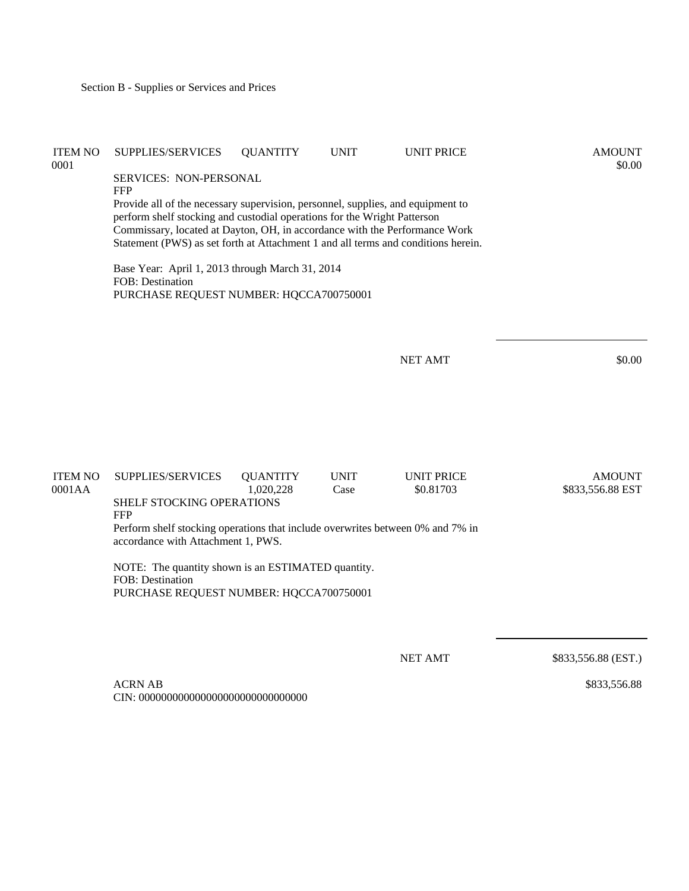Section B - Supplies or Services and Prices

| ITEM NO | SUPPLIES/SERVICES | QUANTITY | UNIT | UNIT PRICE | AMOUNT |
|---|---|---|---|---|---|
| 0001 | | | | | $0.00 |

SERVICES: NON-PERSONAL
FFP
Provide all of the necessary supervision, personnel, supplies, and equipment to perform shelf stocking and custodial operations for the Wright Patterson Commissary, located at Dayton, OH, in accordance with the Performance Work Statement (PWS) as set forth at Attachment 1 and all terms and conditions herein.

Base Year: April 1, 2013 through March 31, 2014
FOB: Destination
PURCHASE REQUEST NUMBER: HQCCA700750001

NET AMT $0.00

| ITEM NO | SUPPLIES/SERVICES | QUANTITY | UNIT | UNIT PRICE | AMOUNT |
|---|---|---|---|---|---|
| 0001AA | | 1,020,228 | Case | $0.81703 | $833,556.88 EST |

SHELF STOCKING OPERATIONS
FFP
Perform shelf stocking operations that include overwrites between 0% and 7% in accordance with Attachment 1, PWS.

NOTE: The quantity shown is an ESTIMATED quantity.
FOB: Destination
PURCHASE REQUEST NUMBER: HQCCA700750001

NET AMT $833,556.88 (EST.)

ACRN AB $833,556.88
CIN: 000000000000000000000000000000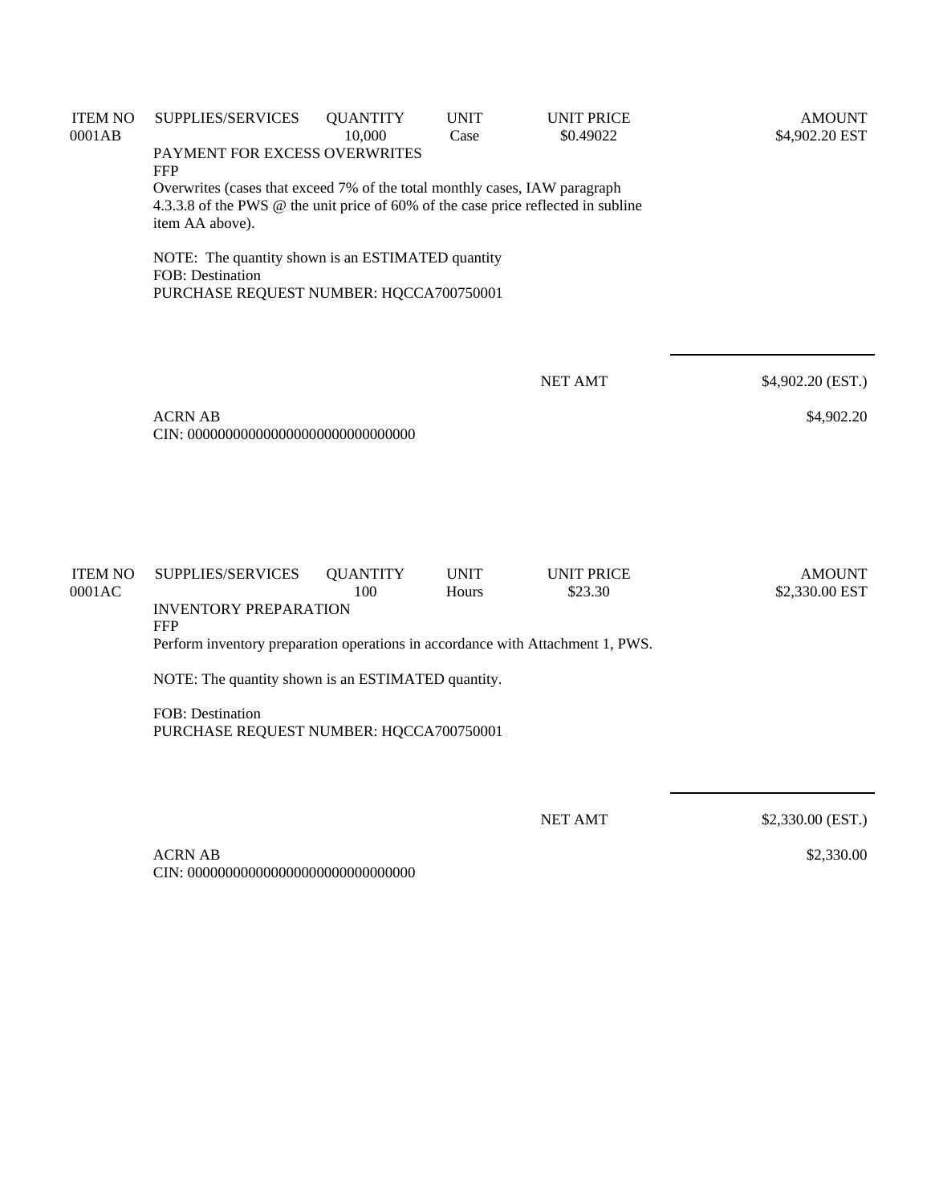| ITEM NO | SUPPLIES/SERVICES | QUANTITY | UNIT | UNIT PRICE | AMOUNT |
|---|---|---|---|---|---|
| 0001AB | | 10,000 | Case | $0.49022 | $4,902.20 EST |

PAYMENT FOR EXCESS OVERWRITES
FFP
Overwrites (cases that exceed 7% of the total monthly cases, IAW paragraph 4.3.3.8 of the PWS @ the unit price of 60% of the case price reflected in subline item AA above).

NOTE: The quantity shown is an ESTIMATED quantity
FOB: Destination
PURCHASE REQUEST NUMBER: HQCCA700750001

NET AMT $4,902.20 (EST.)

ACRN AB $4,902.20
CIN: 000000000000000000000000000000

| ITEM NO | SUPPLIES/SERVICES | QUANTITY | UNIT | UNIT PRICE | AMOUNT |
|---|---|---|---|---|---|
| 0001AC | | 100 | Hours | $23.30 | $2,330.00 EST |

INVENTORY PREPARATION
FFP
Perform inventory preparation operations in accordance with Attachment 1, PWS.

NOTE: The quantity shown is an ESTIMATED quantity.

FOB: Destination
PURCHASE REQUEST NUMBER: HQCCA700750001

NET AMT $2,330.00 (EST.)

ACRN AB $2,330.00
CIN: 000000000000000000000000000000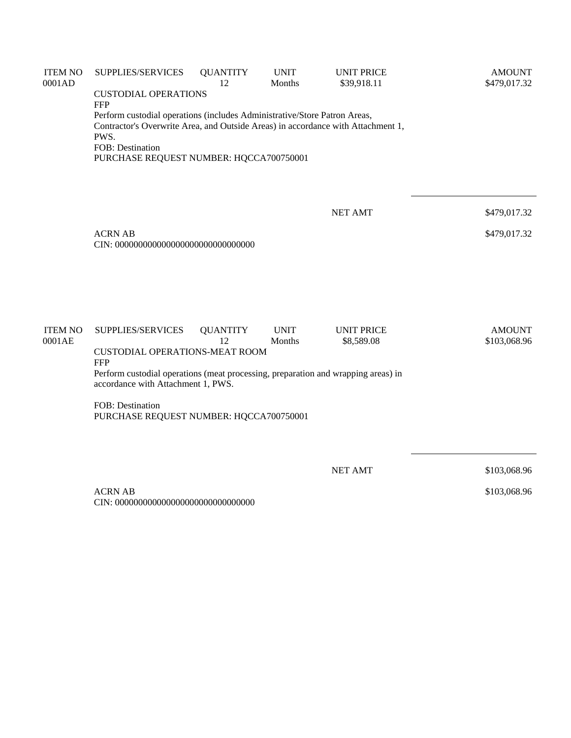| ITEM NO | SUPPLIES/SERVICES | QUANTITY | UNIT | UNIT PRICE | AMOUNT |
| --- | --- | --- | --- | --- | --- |
| 0001AD | | 12 | Months | $39,918.11 | $479,017.32 |

CUSTODIAL OPERATIONS
FFP
Perform custodial operations (includes Administrative/Store Patron Areas, Contractor's Overwrite Area, and Outside Areas) in accordance with Attachment 1, PWS.
FOB: Destination
PURCHASE REQUEST NUMBER: HQCCA700750001

NET AMT $479,017.32

ACRN AB $479,017.32
CIN: 000000000000000000000000000000

| ITEM NO | SUPPLIES/SERVICES | QUANTITY | UNIT | UNIT PRICE | AMOUNT |
| --- | --- | --- | --- | --- | --- |
| 0001AE | | 12 | Months | $8,589.08 | $103,068.96 |

CUSTODIAL OPERATIONS-MEAT ROOM
FFP
Perform custodial operations (meat processing, preparation and wrapping areas) in accordance with Attachment 1, PWS.

FOB: Destination
PURCHASE REQUEST NUMBER: HQCCA700750001

NET AMT $103,068.96

ACRN AB $103,068.96
CIN: 000000000000000000000000000000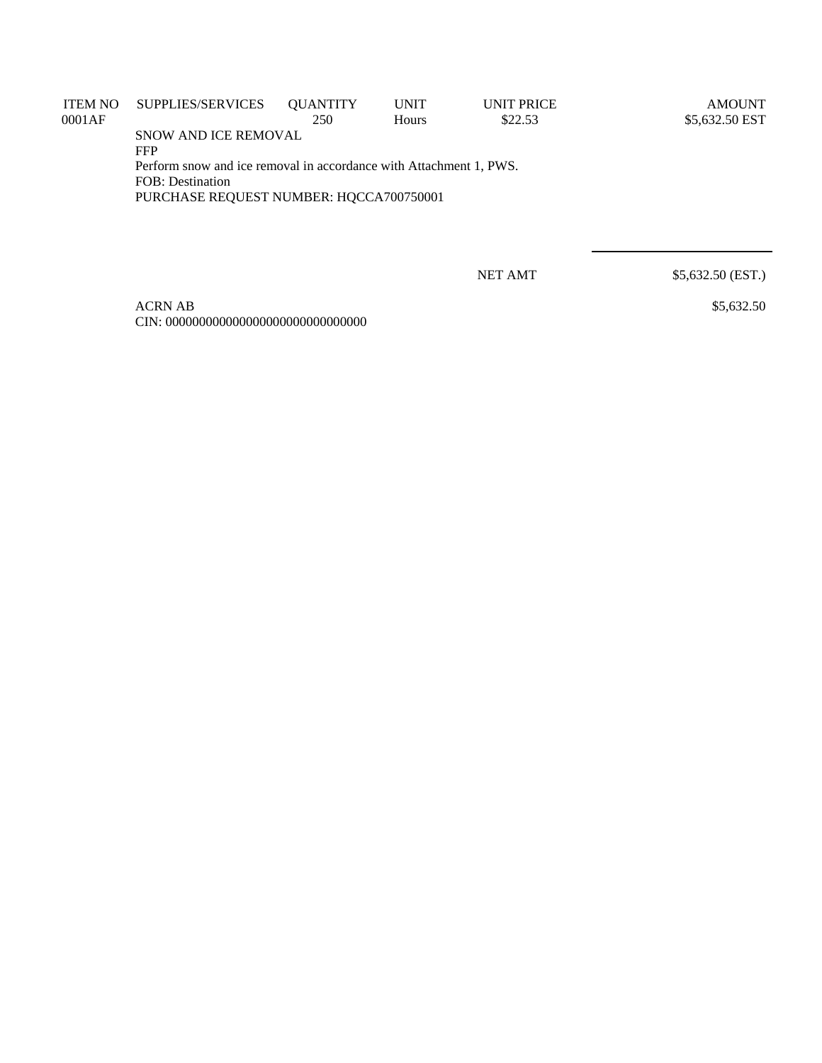| ITEM NO | SUPPLIES/SERVICES | QUANTITY | UNIT | UNIT PRICE | AMOUNT |
| --- | --- | --- | --- | --- | --- |
| 0001AF | | 250 | Hours | $22.53 | $5,632.50 EST |

SNOW AND ICE REMOVAL
FFP
Perform snow and ice removal in accordance with Attachment 1, PWS.
FOB: Destination
PURCHASE REQUEST NUMBER: HQCCA700750001

NET AMT $5,632.50 (EST.)

ACRN AB $5,632.50
CIN: 000000000000000000000000000000